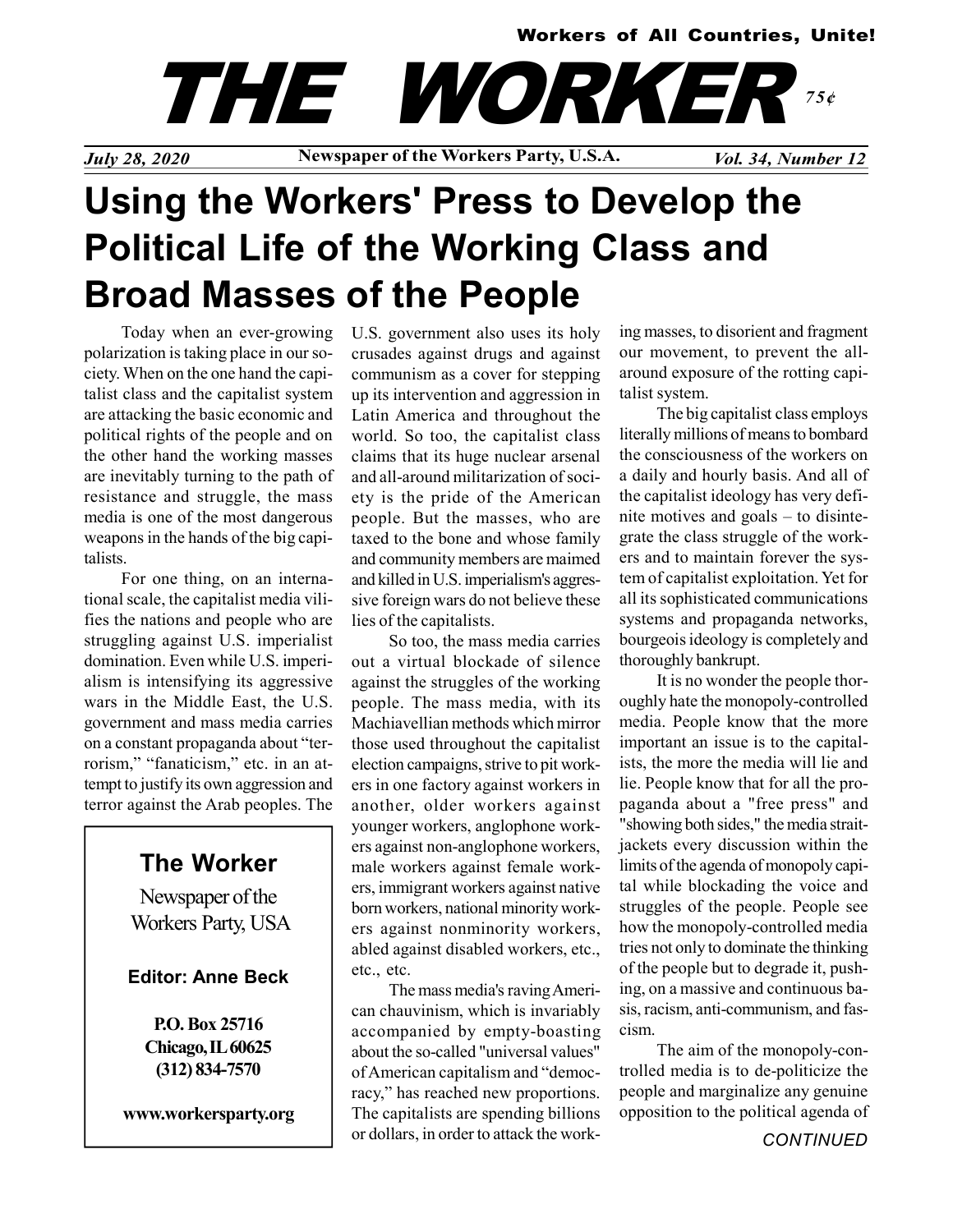Workers of All Countries, Unite!

# THE WORKER

75¢

*July 28, 2020* | **Newspaper of the Workers Party, U.S.A.** | *Vol. 34, Number 12*

# Using the Workers' Press to Develop the Political Life of the Working Class and Broad Masses of the People

Today when an ever-growing polarization is taking place in our society. When on the one hand the capitalist class and the capitalist system are attacking the basic economic and political rights of the people and on the other hand the working masses are inevitably turning to the path of resistance and struggle, the mass media is one of the most dangerous weapons in the hands of the big capitalists.

For one thing, on an international scale, the capitalist media vilifies the nations and people who are struggling against U.S. imperialist domination. Even while U.S. imperialism is intensifying its aggressive wars in the Middle East, the U.S. government and mass media carries on a constant propaganda about "terrorism," "fanaticism," etc. in an attempt to justify its own aggression and terror against the Arab peoples. The U.S. government also uses its holy crusades against drugs and against communism as a cover for stepping up its intervention and aggression in Latin America and throughout the world. So too, the capitalist class claims that its huge nuclear arsenal and all-around militarization of society is the pride of the American people. But the masses, who are taxed to the bone and whose family and community members are maimed and killed in U.S. imperialism's aggressive foreign wars do not believe these lies of the capitalists.

So too, the mass media carries out a virtual blockade of silence against the struggles of the working people. The mass media, with its Machiavellian methods which mirror those used throughout the capitalist election campaigns, strive to pit workers in one factory against workers in another, older workers against younger workers, anglophone workers against non-anglophone workers, male workers against female workers, immigrant workers against native born workers, national minority workers against nonminority workers, abled against disabled workers, etc., etc., etc.

The mass media's raving American chauvinism, which is invariably accompanied by empty-boasting about the so-called "universal values" of American capitalism and "democracy," has reached new proportions. The capitalists are spending billions or dollars, in order to attack the working masses, to disorient and fragment our movement, to prevent the all-around exposure of the rotting capitalist system.

The big capitalist class employs literally millions of means to bombard the consciousness of the workers on a daily and hourly basis. And all of the capitalist ideology has very definite motives and goals – to disintegrate the class struggle of the workers and to maintain forever the system of capitalist exploitation. Yet for all its sophisticated communications systems and propaganda networks, bourgeois ideology is completely and thoroughly bankrupt.

It is no wonder the people thoroughly hate the monopoly-controlled media. People know that the more important an issue is to the capitalists, the more the media will lie and lie. People know that for all the propaganda about a "free press" and "showing both sides," the media straitjackets every discussion within the limits of the agenda of monopoly capital while blockading the voice and struggles of the people. People see how the monopoly-controlled media tries not only to dominate the thinking of the people but to degrade it, pushing, on a massive and continuous basis, racism, anti-communism, and fascism.

The aim of the monopoly-controlled media is to de-politicize the people and marginalize any genuine opposition to the political agenda of

*CONTINUED*

---

**The Worker**

Newspaper of the Workers Party, USA

**Editor: Anne Beck**

**P.O. Box 25716**
**Chicago, IL 60625**
**(312) 834-7570**

**www.workersparty.org**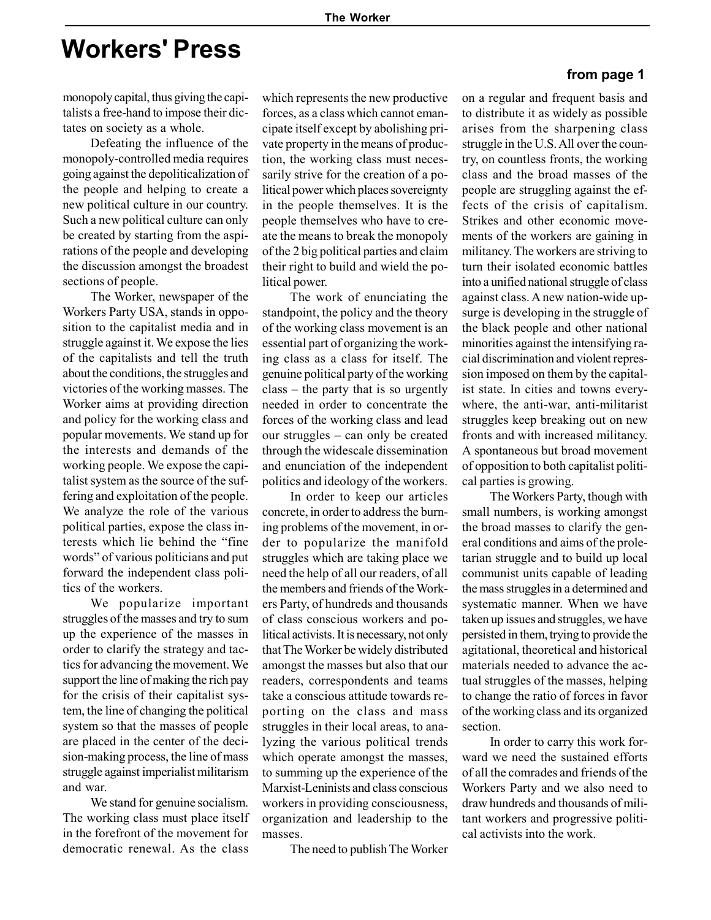# Workers' Press

**from page 1**

monopoly capital, thus giving the capitalists a free-hand to impose their dictates on society as a whole.

Defeating the influence of the monopoly-controlled media requires going against the depoliticalization of the people and helping to create a new political culture in our country. Such a new political culture can only be created by starting from the aspirations of the people and developing the discussion amongst the broadest sections of people.

The Worker, newspaper of the Workers Party USA, stands in opposition to the capitalist media and in struggle against it. We expose the lies of the capitalists and tell the truth about the conditions, the struggles and victories of the working masses. The Worker aims at providing direction and policy for the working class and popular movements. We stand up for the interests and demands of the working people. We expose the capitalist system as the source of the suffering and exploitation of the people. We analyze the role of the various political parties, expose the class interests which lie behind the "fine words" of various politicians and put forward the independent class politics of the workers.

We popularize important struggles of the masses and try to sum up the experience of the masses in order to clarify the strategy and tactics for advancing the movement. We support the line of making the rich pay for the crisis of their capitalist system, the line of changing the political system so that the masses of people are placed in the center of the decision-making process, the line of mass struggle against imperialist militarism and war.

We stand for genuine socialism. The working class must place itself in the forefront of the movement for democratic renewal. As the class which represents the new productive forces, as a class which cannot emancipate itself except by abolishing private property in the means of production, the working class must necessarily strive for the creation of a political power which places sovereignty in the people themselves. It is the people themselves who have to create the means to break the monopoly of the 2 big political parties and claim their right to build and wield the political power.

The work of enunciating the standpoint, the policy and the theory of the working class movement is an essential part of organizing the working class as a class for itself. The genuine political party of the working class – the party that is so urgently needed in order to concentrate the forces of the working class and lead our struggles – can only be created through the widescale dissemination and enunciation of the independent politics and ideology of the workers.

In order to keep our articles concrete, in order to address the burning problems of the movement, in order to popularize the manifold struggles which are taking place we need the help of all our readers, of all the members and friends of the Workers Party, of hundreds and thousands of class conscious workers and political activists. It is necessary, not only that The Worker be widely distributed amongst the masses but also that our readers, correspondents and teams take a conscious attitude towards reporting on the class and mass struggles in their local areas, to analyzing the various political trends which operate amongst the masses, to summing up the experience of the Marxist-Leninists and class conscious workers in providing consciousness, organization and leadership to the masses.

The need to publish The Worker on a regular and frequent basis and to distribute it as widely as possible arises from the sharpening class struggle in the U.S. All over the country, on countless fronts, the working class and the broad masses of the people are struggling against the effects of the crisis of capitalism. Strikes and other economic movements of the workers are gaining in militancy. The workers are striving to turn their isolated economic battles into a unified national struggle of class against class. A new nation-wide upsurge is developing in the struggle of the black people and other national minorities against the intensifying racial discrimination and violent repression imposed on them by the capitalist state. In cities and towns everywhere, the anti-war, anti-militarist struggles keep breaking out on new fronts and with increased militancy. A spontaneous but broad movement of opposition to both capitalist political parties is growing.

The Workers Party, though with small numbers, is working amongst the broad masses to clarify the general conditions and aims of the proletarian struggle and to build up local communist units capable of leading the mass struggles in a determined and systematic manner. When we have taken up issues and struggles, we have persisted in them, trying to provide the agitational, theoretical and historical materials needed to advance the actual struggles of the masses, helping to change the ratio of forces in favor of the working class and its organized section.

In order to carry this work forward we need the sustained efforts of all the comrades and friends of the Workers Party and we also need to draw hundreds and thousands of militant workers and progressive political activists into the work.